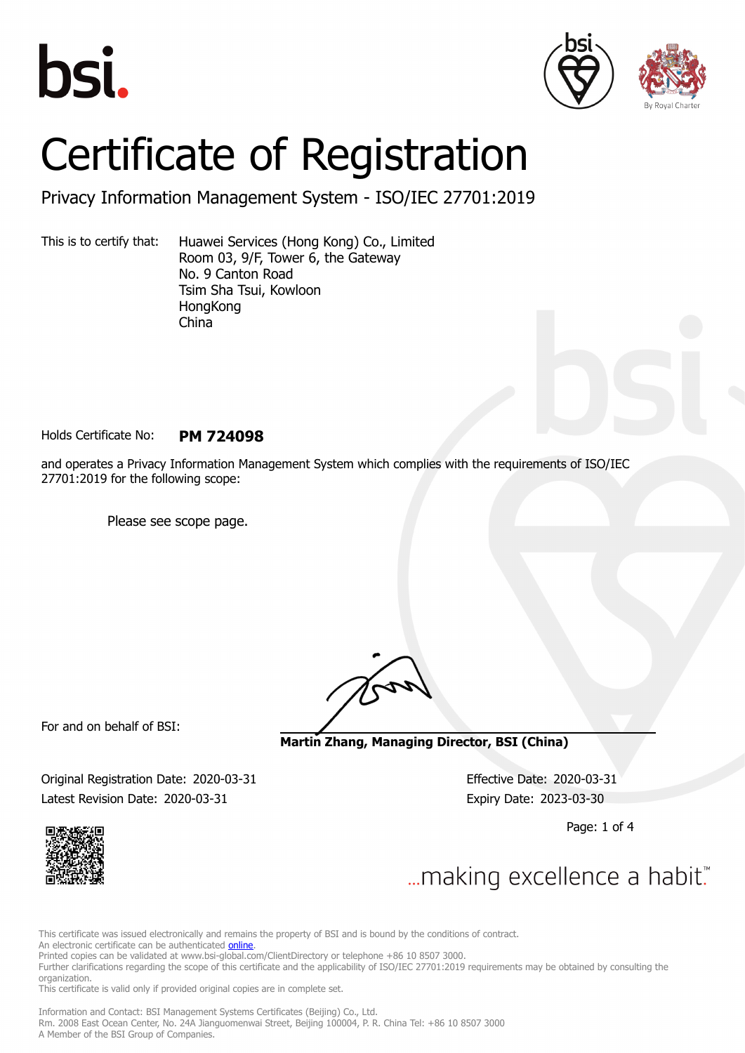# Certificate of Registration

## Privacy Information Management System - ISO/IEC 27701:2019

This is to certify that: Huawei Services (Hong Kong) Co., Limited
Room 03, 9/F, Tower 6, the Gateway
No. 9 Canton Road
Tsim Sha Tsui, Kowloon
HongKong
China

Holds Certificate No: **PM 724098**

and operates a Privacy Information Management System which complies with the requirements of ISO/IEC 27701:2019 for the following scope:

Please see scope page.

For and on behalf of BSI:

**Martin Zhang, Managing Director, BSI (China)**

Original Registration Date: 2020-03-31
Effective Date: 2020-03-31
Latest Revision Date: 2020-03-31
Expiry Date: 2023-03-30

...making excellence a habit.™

This certificate was issued electronically and remains the property of BSI and is bound by the conditions of contract.
An electronic certificate can be authenticated online.
Printed copies can be validated at www.bsi-global.com/ClientDirectory or telephone +86 10 8507 3000.
Further clarifications regarding the scope of this certificate and the applicability of ISO/IEC 27701:2019 requirements may be obtained by consulting the organization.
This certificate is valid only if provided original copies are in complete set.

Information and Contact: BSI Management Systems Certificates (Beijing) Co., Ltd.
Rm. 2008 East Ocean Center, No. 24A Jianguomenwai Street, Beijing 100004, P. R. China Tel: +86 10 8507 3000
A Member of the BSI Group of Companies.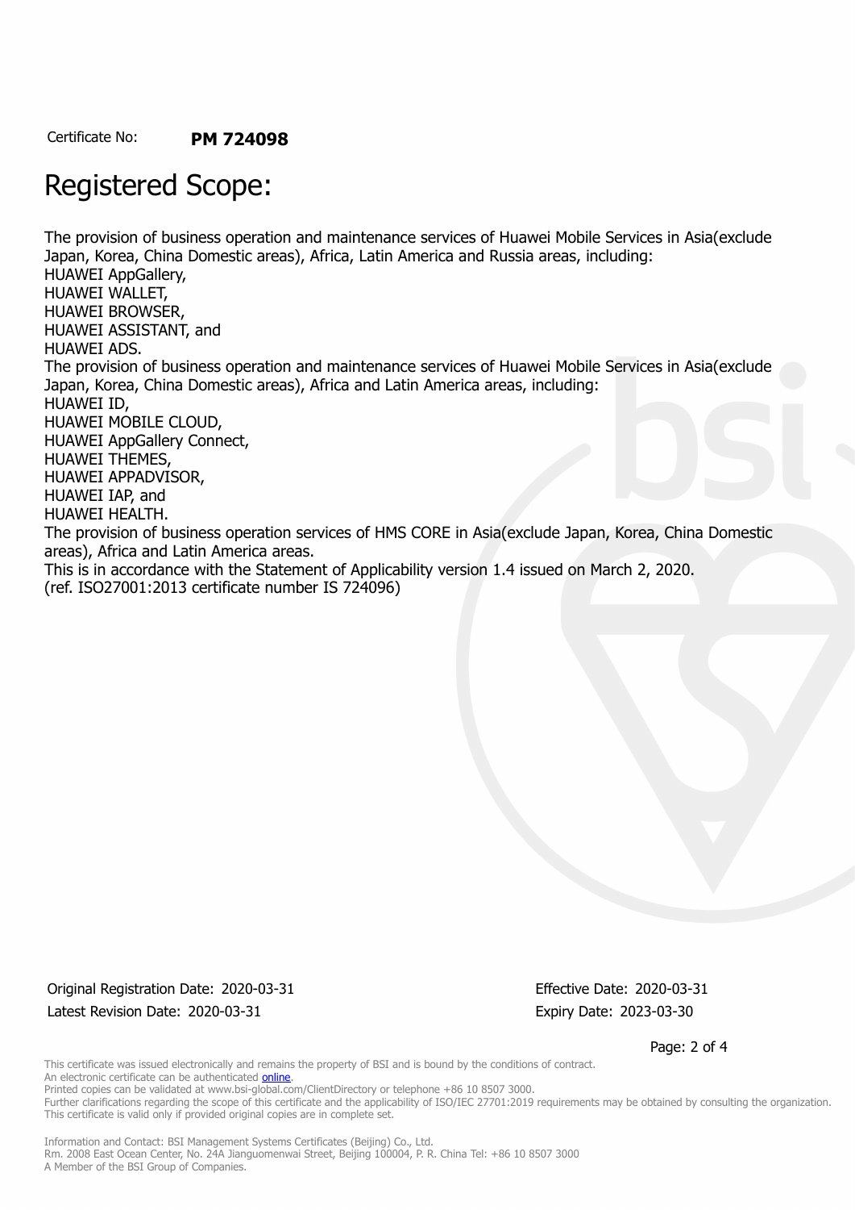Certificate No: **PM 724098**

# Registered Scope:

The provision of business operation and maintenance services of Huawei Mobile Services in Asia(exclude Japan, Korea, China Domestic areas), Africa, Latin America and Russia areas, including:
HUAWEI AppGallery,
HUAWEI WALLET,
HUAWEI BROWSER,
HUAWEI ASSISTANT, and
HUAWEI ADS.
The provision of business operation and maintenance services of Huawei Mobile Services in Asia(exclude Japan, Korea, China Domestic areas), Africa and Latin America areas, including:
HUAWEI ID,
HUAWEI MOBILE CLOUD,
HUAWEI AppGallery Connect,
HUAWEI THEMES,
HUAWEI APPADVISOR,
HUAWEI IAP, and
HUAWEI HEALTH.
The provision of business operation services of HMS CORE in Asia(exclude Japan, Korea, China Domestic areas), Africa and Latin America areas.
This is in accordance with the Statement of Applicability version 1.4 issued on March 2, 2020.
(ref. ISO27001:2013 certificate number IS 724096)

Original Registration Date: 2020-03-31
Latest Revision Date: 2020-03-31

Effective Date: 2020-03-31
Expiry Date: 2023-03-30

This certificate was issued electronically and remains the property of BSI and is bound by the conditions of contract.
An electronic certificate can be authenticated online.
Printed copies can be validated at www.bsi-global.com/ClientDirectory or telephone +86 10 8507 3000.
Further clarifications regarding the scope of this certificate and the applicability of ISO/IEC 27701:2019 requirements may be obtained by consulting the organization.
This certificate is valid only if provided original copies are in complete set.

Information and Contact: BSI Management Systems Certificates (Beijing) Co., Ltd.
Rm. 2008 East Ocean Center, No. 24A Jianguomenwai Street, Beijing 100004, P. R. China Tel: +86 10 8507 3000
A Member of the BSI Group of Companies.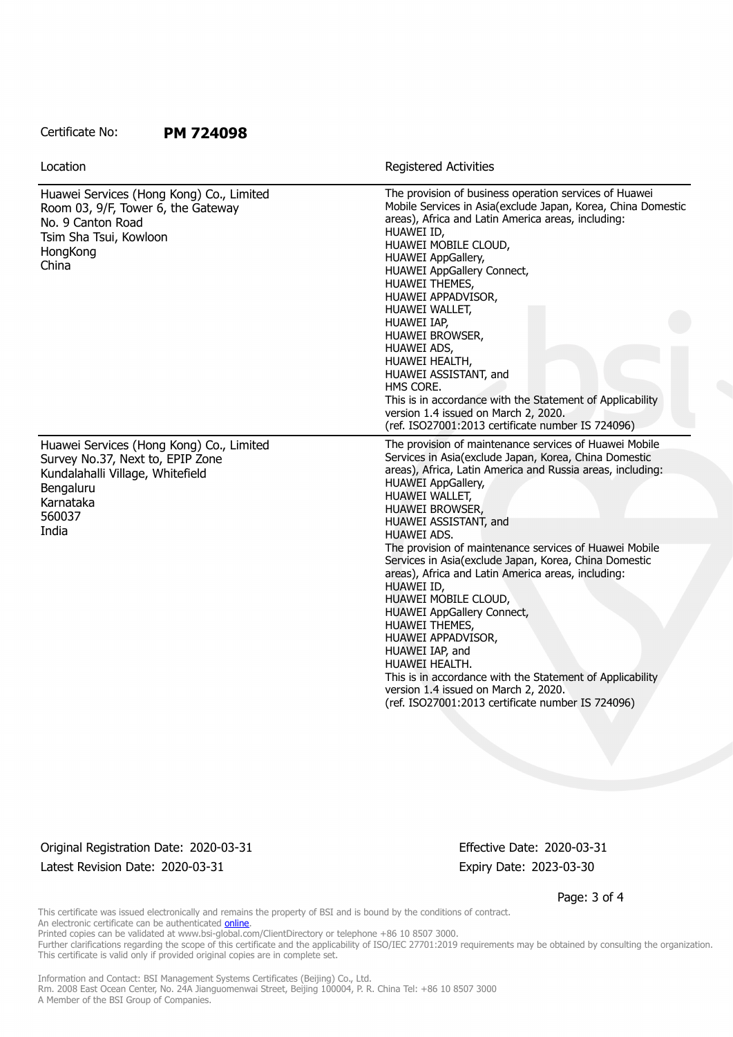Certificate No: **PM 724098**

| Location | Registered Activities |
|---|---|
| Huawei Services (Hong Kong) Co., Limited<br>Room 03, 9/F, Tower 6, the Gateway<br>No. 9 Canton Road<br>Tsim Sha Tsui, Kowloon<br>HongKong<br>China | The provision of business operation services of Huawei Mobile Services in Asia(exclude Japan, Korea, China Domestic areas), Africa and Latin America areas, including:<br>HUAWEI ID,<br>HUAWEI MOBILE CLOUD,<br>HUAWEI AppGallery,<br>HUAWEI AppGallery Connect,<br>HUAWEI THEMES,<br>HUAWEI APPADVISOR,<br>HUAWEI WALLET,<br>HUAWEI IAP,<br>HUAWEI BROWSER,<br>HUAWEI ADS,<br>HUAWEI HEALTH,<br>HUAWEI ASSISTANT, and<br>HMS CORE.<br>This is in accordance with the Statement of Applicability version 1.4 issued on March 2, 2020.<br>(ref. ISO27001:2013 certificate number IS 724096) |
| Huawei Services (Hong Kong) Co., Limited<br>Survey No.37, Next to, EPIP Zone<br>Kundalahalli Village, Whitefield<br>Bengaluru<br>Karnataka<br>560037<br>India | The provision of maintenance services of Huawei Mobile Services in Asia(exclude Japan, Korea, China Domestic areas), Africa, Latin America and Russia areas, including:<br>HUAWEI AppGallery,<br>HUAWEI WALLET,<br>HUAWEI BROWSER,<br>HUAWEI ASSISTANT, and<br>HUAWEI ADS.<br>The provision of maintenance services of Huawei Mobile Services in Asia(exclude Japan, Korea, China Domestic areas), Africa and Latin America areas, including:<br>HUAWEI ID,<br>HUAWEI MOBILE CLOUD,<br>HUAWEI AppGallery Connect,<br>HUAWEI THEMES,<br>HUAWEI APPADVISOR,<br>HUAWEI IAP, and<br>HUAWEI HEALTH.<br>This is in accordance with the Statement of Applicability version 1.4 issued on March 2, 2020.<br>(ref. ISO27001:2013 certificate number IS 724096) |

Original Registration Date: 2020-03-31
Latest Revision Date: 2020-03-31

Effective Date: 2020-03-31
Expiry Date: 2023-03-30

This certificate was issued electronically and remains the property of BSI and is bound by the conditions of contract.
An electronic certificate can be authenticated online.
Printed copies can be validated at www.bsi-global.com/ClientDirectory or telephone +86 10 8507 3000.
Further clarifications regarding the scope of this certificate and the applicability of ISO/IEC 27701:2019 requirements may be obtained by consulting the organization.
This certificate is valid only if provided original copies are in complete set.

Information and Contact: BSI Management Systems Certificates (Beijing) Co., Ltd.
Rm. 2008 East Ocean Center, No. 24A Jianguomenwai Street, Beijing 100004, P. R. China Tel: +86 10 8507 3000
A Member of the BSI Group of Companies.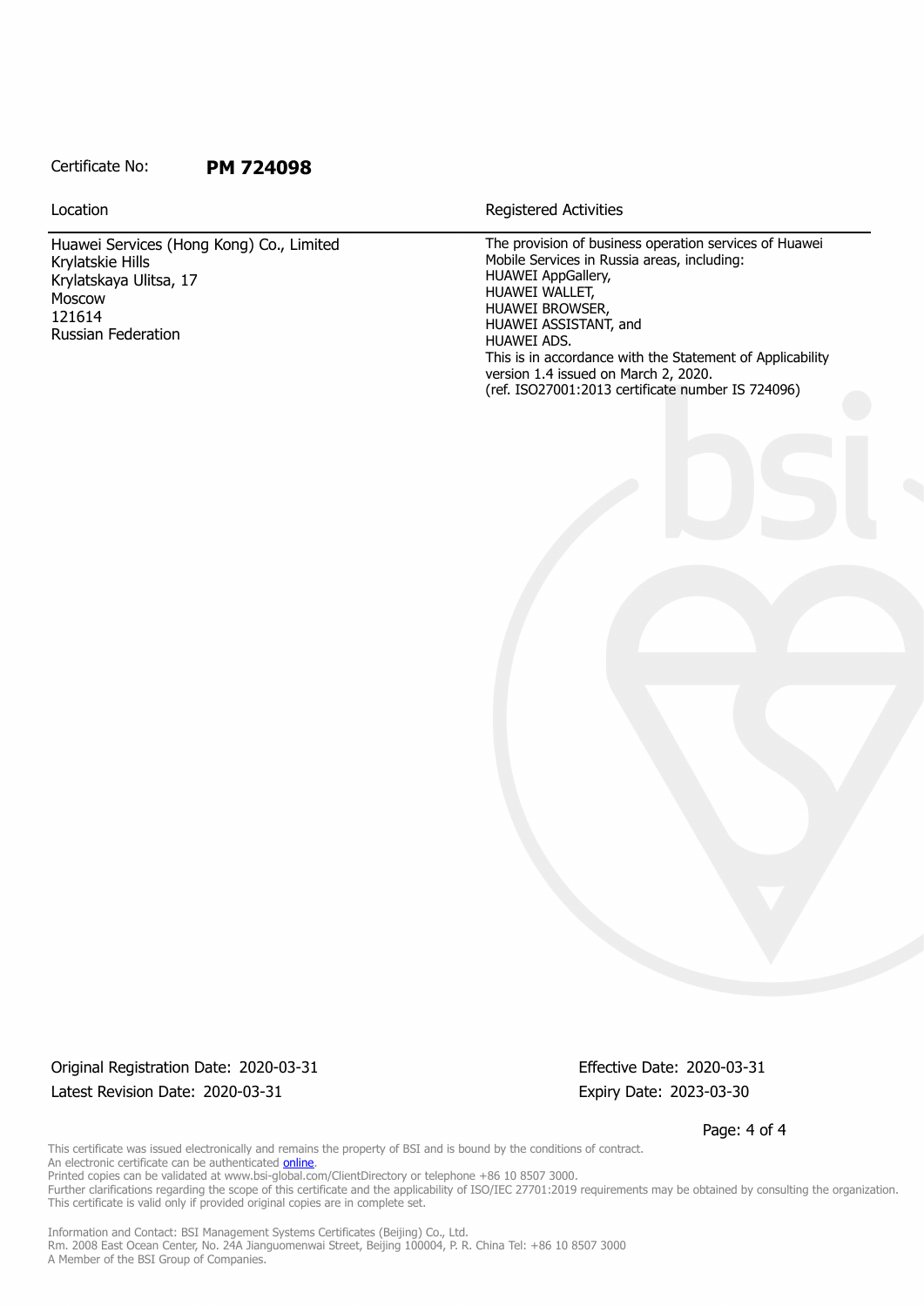Certificate No: **PM 724098**

| Location | Registered Activities |
| --- | --- |
| Huawei Services (Hong Kong) Co., Limited<br>Krylatskie Hills<br>Krylatskaya Ulitsa, 17<br>Moscow<br>121614<br>Russian Federation | The provision of business operation services of Huawei Mobile Services in Russia areas, including:<br>HUAWEI AppGallery,<br>HUAWEI WALLET,<br>HUAWEI BROWSER,<br>HUAWEI ASSISTANT, and<br>HUAWEI ADS.<br>This is in accordance with the Statement of Applicability version 1.4 issued on March 2, 2020.<br>(ref. ISO27001:2013 certificate number IS 724096) |

Original Registration Date: 2020-03-31

Latest Revision Date: 2020-03-31

Effective Date: 2020-03-31

Expiry Date: 2023-03-30

This certificate was issued electronically and remains the property of BSI and is bound by the conditions of contract.
An electronic certificate can be authenticated online.
Printed copies can be validated at www.bsi-global.com/ClientDirectory or telephone +86 10 8507 3000.
Further clarifications regarding the scope of this certificate and the applicability of ISO/IEC 27701:2019 requirements may be obtained by consulting the organization.
This certificate is valid only if provided original copies are in complete set.

Information and Contact: BSI Management Systems Certificates (Beijing) Co., Ltd.
Rm. 2008 East Ocean Center, No. 24A Jianguomenwai Street, Beijing 100004, P. R. China Tel: +86 10 8507 3000
A Member of the BSI Group of Companies.